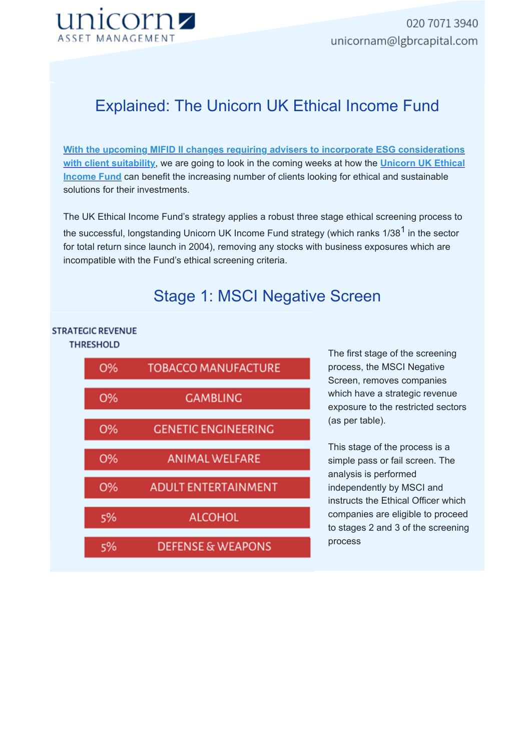unicorn

ASSET MANAGEMENT

020 7071 3940

unicornam@lgbrcapital.com

# Explained: The Unicorn UK Ethical Income Fund

**With the upcoming MIFID II changes requiring advisers to incorporate ESG considerations with client suitability**, we are going to look in the coming weeks at how the Unicorn UK Ethical Income Fund can benefit the increasing number of clients looking for ethical and sustainable solutions for their investments.

The UK Ethical Income Fund's strategy applies a robust three stage ethical screening process to the successful, longstanding Unicorn UK Income Fund strategy (which ranks 1/38[1] in the sector for total return since launch in 2004), removing any stocks with business exposures which are incompatible with the Fund's ethical screening criteria.

## Stage 1: MSCI Negative Screen

| STRATEGIC REVENUE THRESHOLD | |
|---|---|
| 0% | TOBACCO MANUFACTURE |
| 0% | GAMBLING |
| 0% | GENETIC ENGINEERING |
| 0% | ANIMAL WELFARE |
| 0% | ADULT ENTERTAINMENT |
| 5% | ALCOHOL |
| 5% | DEFENSE & WEAPONS |

The first stage of the screening process, the MSCI Negative Screen, removes companies which have a strategic revenue exposure to the restricted sectors (as per table).

This stage of the process is a simple pass or fail screen. The analysis is performed independently by MSCI and instructs the Ethical Officer which companies are eligible to proceed to stages 2 and 3 of the screening process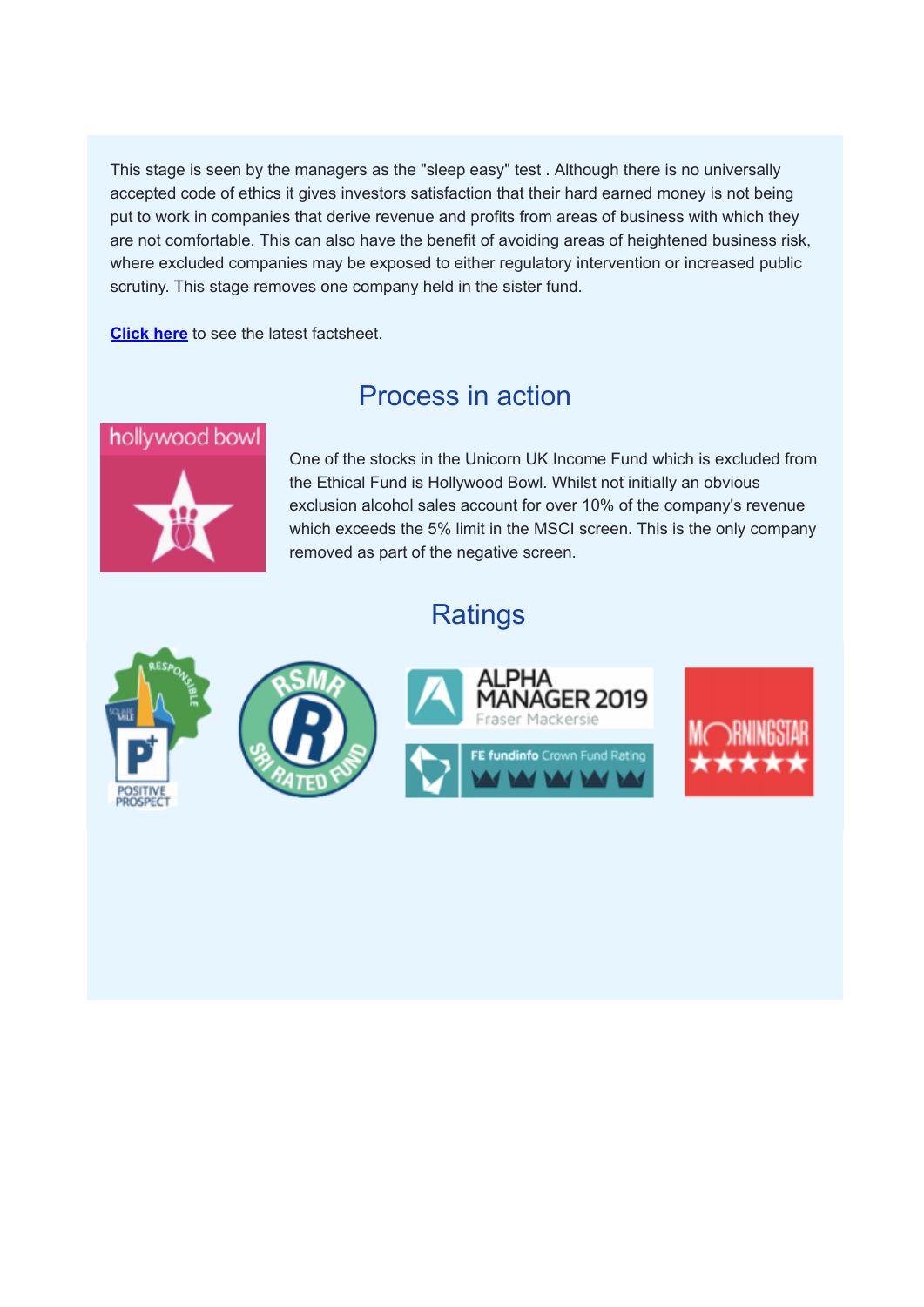This stage is seen by the managers as the "sleep easy" test . Although there is no universally accepted code of ethics it gives investors satisfaction that their hard earned money is not being put to work in companies that derive revenue and profits from areas of business with which they are not comfortable. This can also have the benefit of avoiding areas of heightened business risk, where excluded companies may be exposed to either regulatory intervention or increased public scrutiny. This stage removes one company held in the sister fund.

**Click here** to see the latest factsheet.

## Process in action

One of the stocks in the Unicorn UK Income Fund which is excluded from the Ethical Fund is Hollywood Bowl. Whilst not initially an obvious exclusion alcohol sales account for over 10% of the company's revenue which exceeds the 5% limit in the MSCI screen. This is the only company removed as part of the negative screen.

## Ratings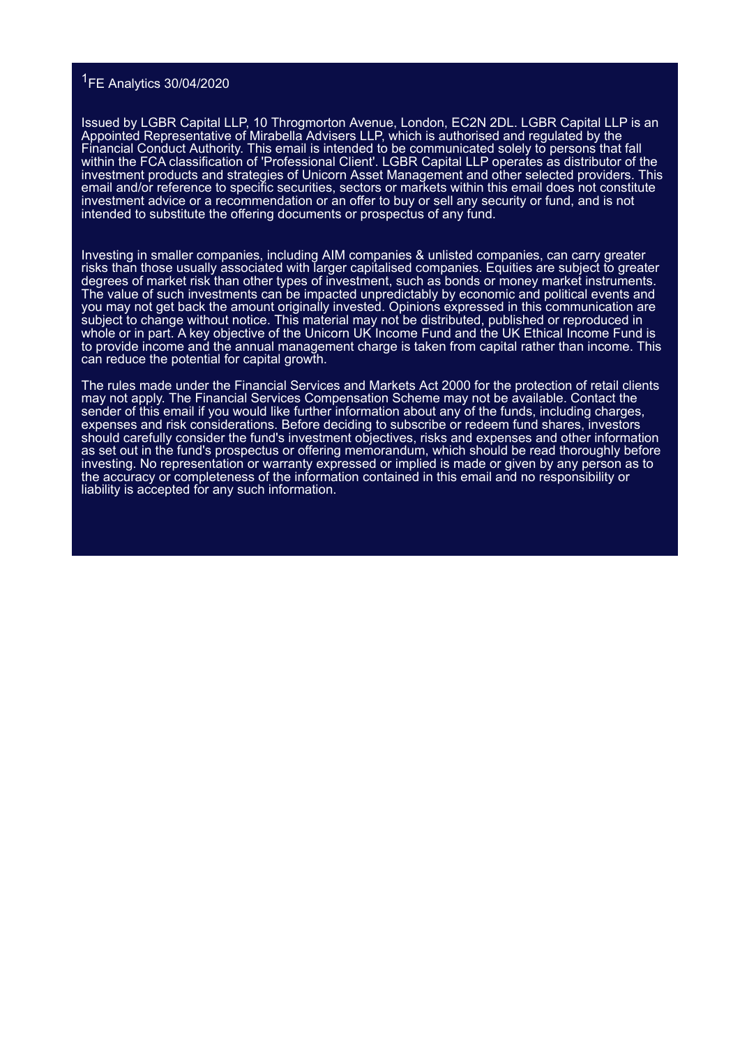[1]FE Analytics 30/04/2020

Issued by LGBR Capital LLP, 10 Throgmorton Avenue, London, EC2N 2DL. LGBR Capital LLP is an Appointed Representative of Mirabella Advisers LLP, which is authorised and regulated by the Financial Conduct Authority. This email is intended to be communicated solely to persons that fall within the FCA classification of 'Professional Client'. LGBR Capital LLP operates as distributor of the investment products and strategies of Unicorn Asset Management and other selected providers. This email and/or reference to specific securities, sectors or markets within this email does not constitute investment advice or a recommendation or an offer to buy or sell any security or fund, and is not intended to substitute the offering documents or prospectus of any fund.

Investing in smaller companies, including AIM companies & unlisted companies, can carry greater risks than those usually associated with larger capitalised companies. Equities are subject to greater degrees of market risk than other types of investment, such as bonds or money market instruments. The value of such investments can be impacted unpredictably by economic and political events and you may not get back the amount originally invested. Opinions expressed in this communication are subject to change without notice. This material may not be distributed, published or reproduced in whole or in part. A key objective of the Unicorn UK Income Fund and the UK Ethical Income Fund is to provide income and the annual management charge is taken from capital rather than income. This can reduce the potential for capital growth.

The rules made under the Financial Services and Markets Act 2000 for the protection of retail clients may not apply. The Financial Services Compensation Scheme may not be available. Contact the sender of this email if you would like further information about any of the funds, including charges, expenses and risk considerations. Before deciding to subscribe or redeem fund shares, investors should carefully consider the fund's investment objectives, risks and expenses and other information as set out in the fund's prospectus or offering memorandum, which should be read thoroughly before investing. No representation or warranty expressed or implied is made or given by any person as to the accuracy or completeness of the information contained in this email and no responsibility or liability is accepted for any such information.